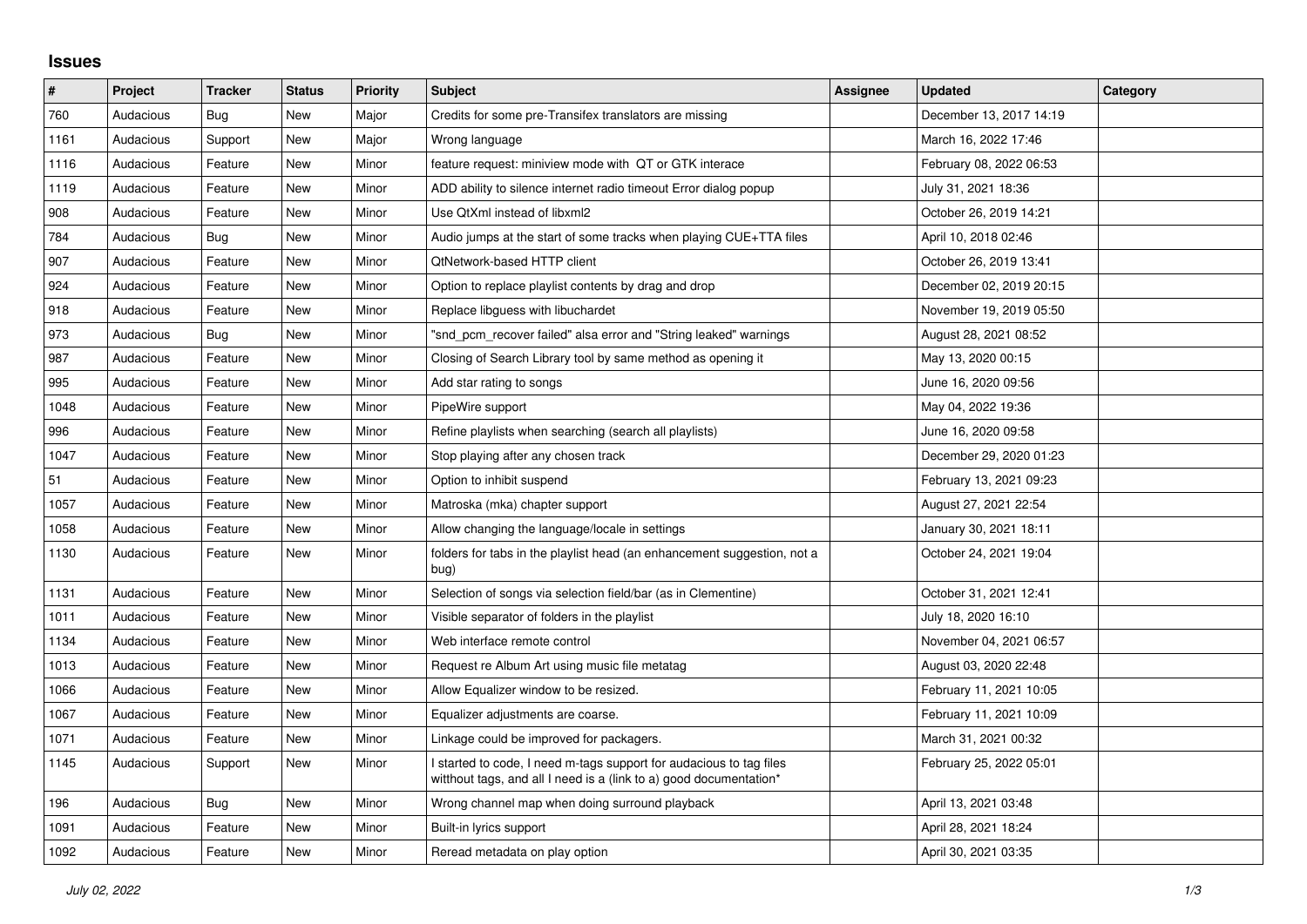## Issues

| # | Project | Tracker | Status | Priority | Subject | Assignee | Updated | Category |
|---|---|---|---|---|---|---|---|---|
| 760 | Audacious | Bug | New | Major | Credits for some pre-Transifex translators are missing | | December 13, 2017 14:19 | |
| 1161 | Audacious | Support | New | Major | Wrong language | | March 16, 2022 17:46 | |
| 1116 | Audacious | Feature | New | Minor | feature request: miniview mode with QT or GTK interace | | February 08, 2022 06:53 | |
| 1119 | Audacious | Feature | New | Minor | ADD ability to silence internet radio timeout Error dialog popup | | July 31, 2021 18:36 | |
| 908 | Audacious | Feature | New | Minor | Use QtXml instead of libxml2 | | October 26, 2019 14:21 | |
| 784 | Audacious | Bug | New | Minor | Audio jumps at the start of some tracks when playing CUE+TTA files | | April 10, 2018 02:46 | |
| 907 | Audacious | Feature | New | Minor | QtNetwork-based HTTP client | | October 26, 2019 13:41 | |
| 924 | Audacious | Feature | New | Minor | Option to replace playlist contents by drag and drop | | December 02, 2019 20:15 | |
| 918 | Audacious | Feature | New | Minor | Replace libguess with libuchardet | | November 19, 2019 05:50 | |
| 973 | Audacious | Bug | New | Minor | "snd_pcm_recover failed" alsa error and "String leaked" warnings | | August 28, 2021 08:52 | |
| 987 | Audacious | Feature | New | Minor | Closing of Search Library tool by same method as opening it | | May 13, 2020 00:15 | |
| 995 | Audacious | Feature | New | Minor | Add star rating to songs | | June 16, 2020 09:56 | |
| 1048 | Audacious | Feature | New | Minor | PipeWire support | | May 04, 2022 19:36 | |
| 996 | Audacious | Feature | New | Minor | Refine playlists when searching (search all playlists) | | June 16, 2020 09:58 | |
| 1047 | Audacious | Feature | New | Minor | Stop playing after any chosen track | | December 29, 2020 01:23 | |
| 51 | Audacious | Feature | New | Minor | Option to inhibit suspend | | February 13, 2021 09:23 | |
| 1057 | Audacious | Feature | New | Minor | Matroska (mka) chapter support | | August 27, 2021 22:54 | |
| 1058 | Audacious | Feature | New | Minor | Allow changing the language/locale in settings | | January 30, 2021 18:11 | |
| 1130 | Audacious | Feature | New | Minor | folders for tabs in the playlist head (an enhancement suggestion, not a bug) | | October 24, 2021 19:04 | |
| 1131 | Audacious | Feature | New | Minor | Selection of songs via selection field/bar (as in Clementine) | | October 31, 2021 12:41 | |
| 1011 | Audacious | Feature | New | Minor | Visible separator of folders in the playlist | | July 18, 2020 16:10 | |
| 1134 | Audacious | Feature | New | Minor | Web interface remote control | | November 04, 2021 06:57 | |
| 1013 | Audacious | Feature | New | Minor | Request re Album Art using music file metatag | | August 03, 2020 22:48 | |
| 1066 | Audacious | Feature | New | Minor | Allow Equalizer window to be resized. | | February 11, 2021 10:05 | |
| 1067 | Audacious | Feature | New | Minor | Equalizer adjustments are coarse. | | February 11, 2021 10:09 | |
| 1071 | Audacious | Feature | New | Minor | Linkage could be improved for packagers. | | March 31, 2021 00:32 | |
| 1145 | Audacious | Support | New | Minor | I started to code, I need m-tags support for audacious to tag files witthout tags, and all I need is a (link to a) good documentation* | | February 25, 2022 05:01 | |
| 196 | Audacious | Bug | New | Minor | Wrong channel map when doing surround playback | | April 13, 2021 03:48 | |
| 1091 | Audacious | Feature | New | Minor | Built-in lyrics support | | April 28, 2021 18:24 | |
| 1092 | Audacious | Feature | New | Minor | Reread metadata on play option | | April 30, 2021 03:35 | |

*July 02, 2022*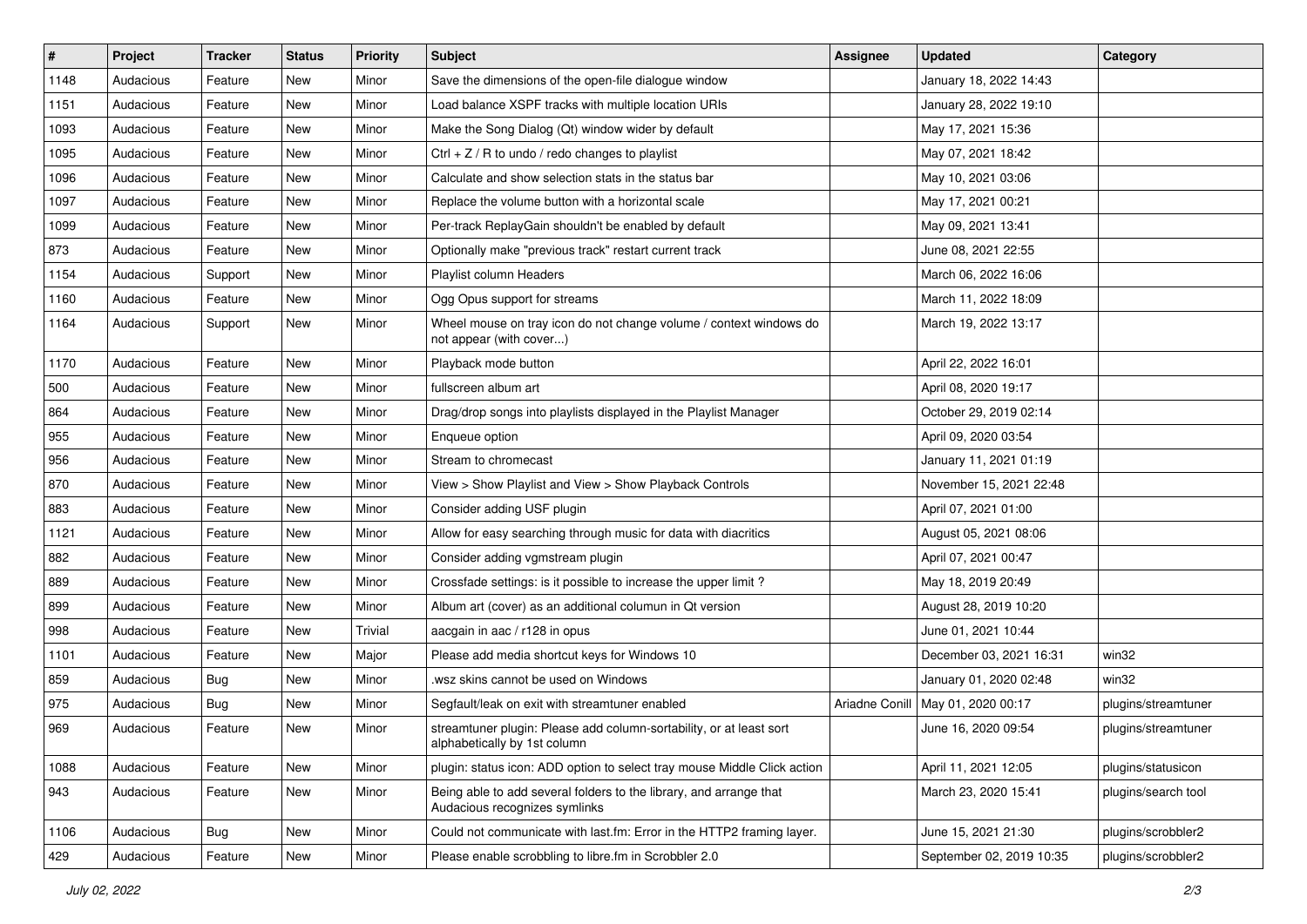| # | Project | Tracker | Status | Priority | Subject | Assignee | Updated | Category |
|---|---|---|---|---|---|---|---|---|
| 1148 | Audacious | Feature | New | Minor | Save the dimensions of the open-file dialogue window | | January 18, 2022 14:43 | |
| 1151 | Audacious | Feature | New | Minor | Load balance XSPF tracks with multiple location URIs | | January 28, 2022 19:10 | |
| 1093 | Audacious | Feature | New | Minor | Make the Song Dialog (Qt) window wider by default | | May 17, 2021 15:36 | |
| 1095 | Audacious | Feature | New | Minor | Ctrl + Z / R to undo / redo changes to playlist | | May 07, 2021 18:42 | |
| 1096 | Audacious | Feature | New | Minor | Calculate and show selection stats in the status bar | | May 10, 2021 03:06 | |
| 1097 | Audacious | Feature | New | Minor | Replace the volume button with a horizontal scale | | May 17, 2021 00:21 | |
| 1099 | Audacious | Feature | New | Minor | Per-track ReplayGain shouldn't be enabled by default | | May 09, 2021 13:41 | |
| 873 | Audacious | Feature | New | Minor | Optionally make "previous track" restart current track | | June 08, 2021 22:55 | |
| 1154 | Audacious | Support | New | Minor | Playlist column Headers | | March 06, 2022 16:06 | |
| 1160 | Audacious | Feature | New | Minor | Ogg Opus support for streams | | March 11, 2022 18:09 | |
| 1164 | Audacious | Support | New | Minor | Wheel mouse on tray icon do not change volume / context windows do not appear (with cover...) | | March 19, 2022 13:17 | |
| 1170 | Audacious | Feature | New | Minor | Playback mode button | | April 22, 2022 16:01 | |
| 500 | Audacious | Feature | New | Minor | fullscreen album art | | April 08, 2020 19:17 | |
| 864 | Audacious | Feature | New | Minor | Drag/drop songs into playlists displayed in the Playlist Manager | | October 29, 2019 02:14 | |
| 955 | Audacious | Feature | New | Minor | Enqueue option | | April 09, 2020 03:54 | |
| 956 | Audacious | Feature | New | Minor | Stream to chromecast | | January 11, 2021 01:19 | |
| 870 | Audacious | Feature | New | Minor | View > Show Playlist and View > Show Playback Controls | | November 15, 2021 22:48 | |
| 883 | Audacious | Feature | New | Minor | Consider adding USF plugin | | April 07, 2021 01:00 | |
| 1121 | Audacious | Feature | New | Minor | Allow for easy searching through music for data with diacritics | | August 05, 2021 08:06 | |
| 882 | Audacious | Feature | New | Minor | Consider adding vgmstream plugin | | April 07, 2021 00:47 | |
| 889 | Audacious | Feature | New | Minor | Crossfade settings: is it possible to increase the upper limit ? | | May 18, 2019 20:49 | |
| 899 | Audacious | Feature | New | Minor | Album art (cover) as an additional columun in Qt version | | August 28, 2019 10:20 | |
| 998 | Audacious | Feature | New | Trivial | aacgain in aac / r128 in opus | | June 01, 2021 10:44 | |
| 1101 | Audacious | Feature | New | Major | Please add media shortcut keys for Windows 10 | | December 03, 2021 16:31 | win32 |
| 859 | Audacious | Bug | New | Minor | .wsz skins cannot be used on Windows | | January 01, 2020 02:48 | win32 |
| 975 | Audacious | Bug | New | Minor | Segfault/leak on exit with streamtuner enabled | Ariadne Conill | May 01, 2020 00:17 | plugins/streamtuner |
| 969 | Audacious | Feature | New | Minor | streamtuner plugin: Please add column-sortability, or at least sort alphabetically by 1st column | | June 16, 2020 09:54 | plugins/streamtuner |
| 1088 | Audacious | Feature | New | Minor | plugin: status icon: ADD option to select tray mouse Middle Click action | | April 11, 2021 12:05 | plugins/statusicon |
| 943 | Audacious | Feature | New | Minor | Being able to add several folders to the library, and arrange that Audacious recognizes symlinks | | March 23, 2020 15:41 | plugins/search tool |
| 1106 | Audacious | Bug | New | Minor | Could not communicate with last.fm: Error in the HTTP2 framing layer. | | June 15, 2021 21:30 | plugins/scrobbler2 |
| 429 | Audacious | Feature | New | Minor | Please enable scrobbling to libre.fm in Scrobbler 2.0 | | September 02, 2019 10:35 | plugins/scrobbler2 |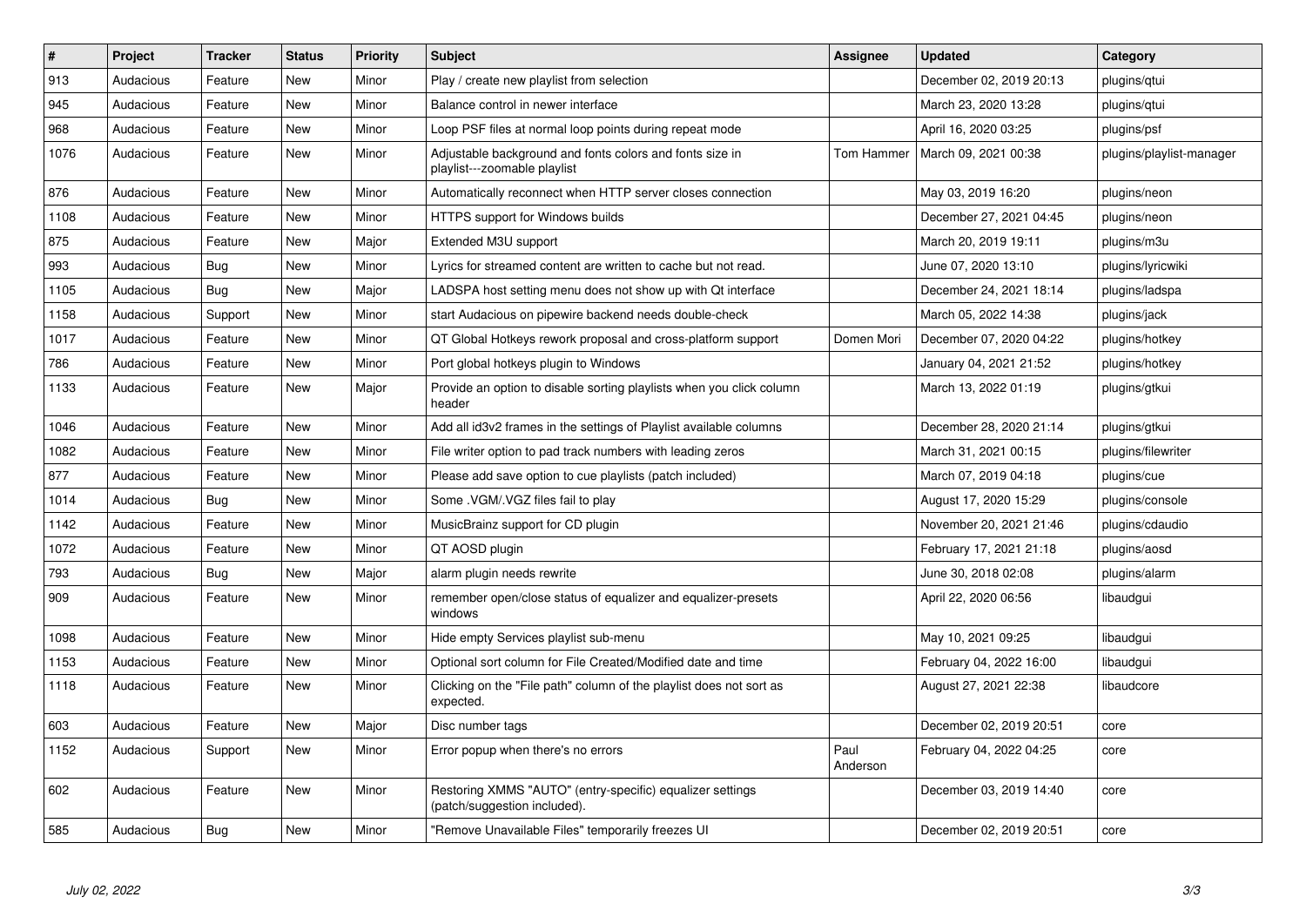| # | Project | Tracker | Status | Priority | Subject | Assignee | Updated | Category |
|---|---|---|---|---|---|---|---|---|
| 913 | Audacious | Feature | New | Minor | Play / create new playlist from selection | | December 02, 2019 20:13 | plugins/qtui |
| 945 | Audacious | Feature | New | Minor | Balance control in newer interface | | March 23, 2020 13:28 | plugins/qtui |
| 968 | Audacious | Feature | New | Minor | Loop PSF files at normal loop points during repeat mode | | April 16, 2020 03:25 | plugins/psf |
| 1076 | Audacious | Feature | New | Minor | Adjustable background and fonts colors and fonts size in playlist---zoomable playlist | Tom Hammer | March 09, 2021 00:38 | plugins/playlist-manager |
| 876 | Audacious | Feature | New | Minor | Automatically reconnect when HTTP server closes connection | | May 03, 2019 16:20 | plugins/neon |
| 1108 | Audacious | Feature | New | Minor | HTTPS support for Windows builds | | December 27, 2021 04:45 | plugins/neon |
| 875 | Audacious | Feature | New | Major | Extended M3U support | | March 20, 2019 19:11 | plugins/m3u |
| 993 | Audacious | Bug | New | Minor | Lyrics for streamed content are written to cache but not read. | | June 07, 2020 13:10 | plugins/lyricwiki |
| 1105 | Audacious | Bug | New | Major | LADSPA host setting menu does not show up with Qt interface | | December 24, 2021 18:14 | plugins/ladspa |
| 1158 | Audacious | Support | New | Minor | start Audacious on pipewire backend needs double-check | | March 05, 2022 14:38 | plugins/jack |
| 1017 | Audacious | Feature | New | Minor | QT Global Hotkeys rework proposal and cross-platform support | Domen Mori | December 07, 2020 04:22 | plugins/hotkey |
| 786 | Audacious | Feature | New | Minor | Port global hotkeys plugin to Windows | | January 04, 2021 21:52 | plugins/hotkey |
| 1133 | Audacious | Feature | New | Major | Provide an option to disable sorting playlists when you click column header | | March 13, 2022 01:19 | plugins/gtkui |
| 1046 | Audacious | Feature | New | Minor | Add all id3v2 frames in the settings of Playlist available columns | | December 28, 2020 21:14 | plugins/gtkui |
| 1082 | Audacious | Feature | New | Minor | File writer option to pad track numbers with leading zeros | | March 31, 2021 00:15 | plugins/filewriter |
| 877 | Audacious | Feature | New | Minor | Please add save option to cue playlists (patch included) | | March 07, 2019 04:18 | plugins/cue |
| 1014 | Audacious | Bug | New | Minor | Some .VGM/.VGZ files fail to play | | August 17, 2020 15:29 | plugins/console |
| 1142 | Audacious | Feature | New | Minor | MusicBrainz support for CD plugin | | November 20, 2021 21:46 | plugins/cdaudio |
| 1072 | Audacious | Feature | New | Minor | QT AOSD plugin | | February 17, 2021 21:18 | plugins/aosd |
| 793 | Audacious | Bug | New | Major | alarm plugin needs rewrite | | June 30, 2018 02:08 | plugins/alarm |
| 909 | Audacious | Feature | New | Minor | remember open/close status of equalizer and equalizer-presets windows | | April 22, 2020 06:56 | libaudgui |
| 1098 | Audacious | Feature | New | Minor | Hide empty Services playlist sub-menu | | May 10, 2021 09:25 | libaudgui |
| 1153 | Audacious | Feature | New | Minor | Optional sort column for File Created/Modified date and time | | February 04, 2022 16:00 | libaudgui |
| 1118 | Audacious | Feature | New | Minor | Clicking on the "File path" column of the playlist does not sort as expected. | | August 27, 2021 22:38 | libaudcore |
| 603 | Audacious | Feature | New | Major | Disc number tags | | December 02, 2019 20:51 | core |
| 1152 | Audacious | Support | New | Minor | Error popup when there's no errors | Paul Anderson | February 04, 2022 04:25 | core |
| 602 | Audacious | Feature | New | Minor | Restoring XMMS "AUTO" (entry-specific) equalizer settings (patch/suggestion included). | | December 03, 2019 14:40 | core |
| 585 | Audacious | Bug | New | Minor | "Remove Unavailable Files" temporarily freezes UI | | December 02, 2019 20:51 | core |